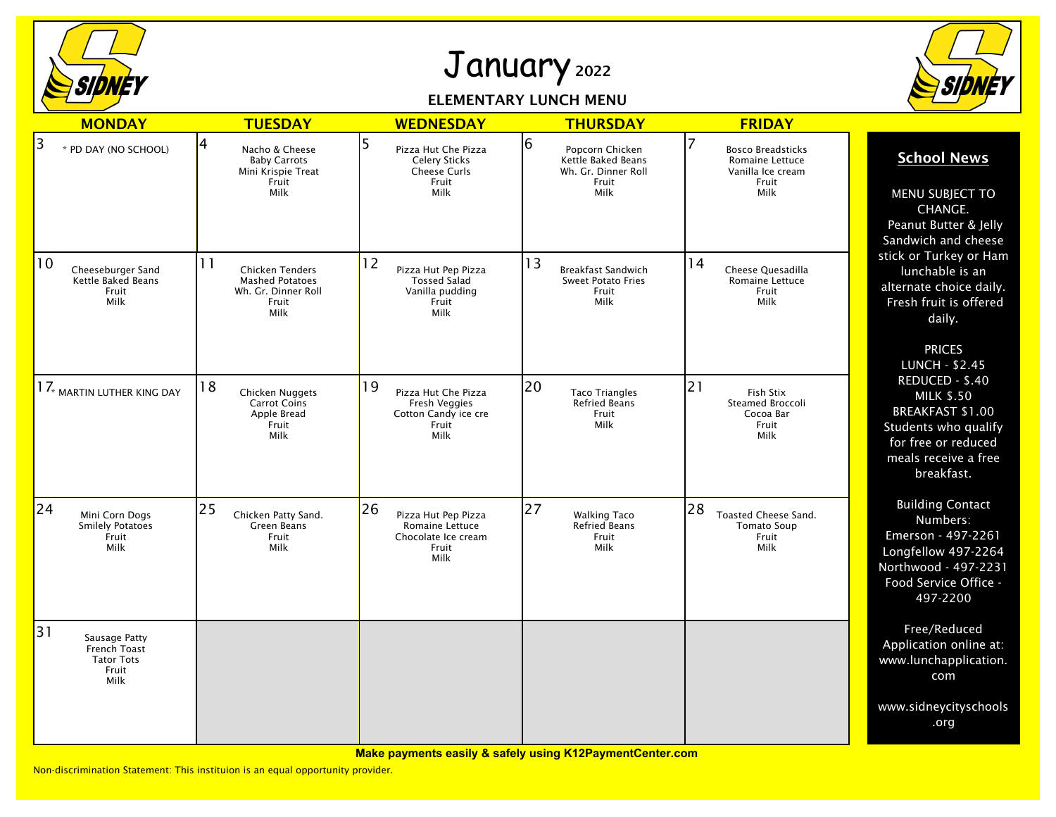# January 2022

## ELEMENTARY LUNCH MENU

| MONDAY | TUESDAY | WEDNESDAY | THURSDAY | FRIDAY |
|---|---|---|---|---|
| 3<br>* PD DAY (NO SCHOOL) | 4<br>Nacho & Cheese<br>Baby Carrots<br>Mini Krispie Treat<br>Fruit<br>Milk | 5<br>Pizza Hut Che Pizza<br>Celery Sticks<br>Cheese Curls<br>Fruit<br>Milk | 6<br>Popcorn Chicken<br>Kettle Baked Beans<br>Wh. Gr. Dinner Roll<br>Fruit<br>Milk | 7<br>Bosco Breadsticks<br>Romaine Lettuce<br>Vanilla Ice cream<br>Fruit<br>Milk |
| 10<br>Cheeseburger Sand<br>Kettle Baked Beans<br>Fruit<br>Milk | 11<br>Chicken Tenders<br>Mashed Potatoes<br>Wh. Gr. Dinner Roll<br>Fruit<br>Milk | 12<br>Pizza Hut Pep Pizza<br>Tossed Salad<br>Vanilla pudding<br>Fruit<br>Milk | 13<br>Breakfast Sandwich<br>Sweet Potato Fries<br>Fruit<br>Milk | 14<br>Cheese Quesadilla<br>Romaine Lettuce<br>Fruit<br>Milk |
| 17<br>* MARTIN LUTHER KING DAY | 18<br>Chicken Nuggets<br>Carrot Coins<br>Apple Bread<br>Fruit<br>Milk | 19<br>Pizza Hut Che Pizza<br>Fresh Veggies<br>Cotton Candy ice cre<br>Fruit<br>Milk | 20<br>Taco Triangles<br>Refried Beans<br>Fruit<br>Milk | 21<br>Fish Stix<br>Steamed Broccoli<br>Cocoa Bar<br>Fruit<br>Milk |
| 24<br>Mini Corn Dogs<br>Smilely Potatoes<br>Fruit<br>Milk | 25<br>Chicken Patty Sand.<br>Green Beans<br>Fruit<br>Milk | 26<br>Pizza Hut Pep Pizza<br>Romaine Lettuce<br>Chocolate Ice cream<br>Fruit<br>Milk | 27<br>Walking Taco<br>Refried Beans<br>Fruit<br>Milk | 28<br>Toasted Cheese Sand.<br>Tomato Soup<br>Fruit<br>Milk |
| 31<br>Sausage Patty<br>French Toast<br>Tator Tots<br>Fruit<br>Milk | | | | |

## School News

MENU SUBJECT TO CHANGE.
Peanut Butter & Jelly Sandwich and cheese stick or Turkey or Ham lunchable is an alternate choice daily.
Fresh fruit is offered daily.

PRICES
LUNCH - $2.45
REDUCED - $.40
MILK $.50
BREAKFAST $1.00
Students who qualify for free or reduced meals receive a free breakfast.

Building Contact Numbers:
Emerson - 497-2261
Longfellow 497-2264
Northwood - 497-2231
Food Service Office - 497-2200

Free/Reduced Application online at: www.lunchapplication.com

www.sidneycityschools.org

**Make payments easily & safely using K12PaymentCenter.com**

Non-discrimination Statement: This instituion is an equal opportunity provider.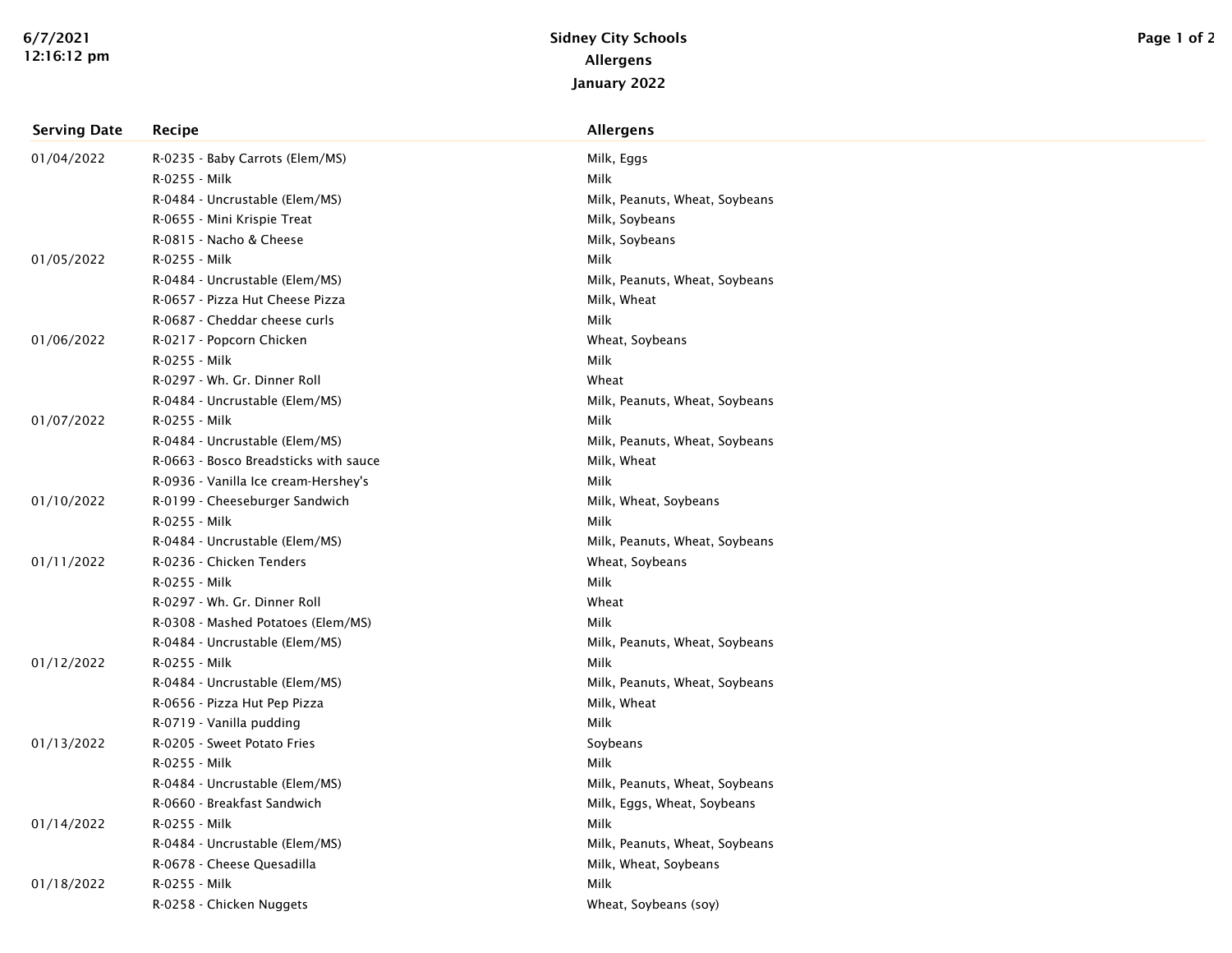# Sidney City Schools

## Allergens

### January 2022

| Serving Date | Recipe | Allergens |
|---|---|---|
| 01/04/2022 | R-0235 - Baby Carrots (Elem/MS) | Milk, Eggs |
| | R-0255 - Milk | Milk |
| | R-0484 - Uncrustable (Elem/MS) | Milk, Peanuts, Wheat, Soybeans |
| | R-0655 - Mini Krispie Treat | Milk, Soybeans |
| | R-0815 - Nacho & Cheese | Milk, Soybeans |
| 01/05/2022 | R-0255 - Milk | Milk |
| | R-0484 - Uncrustable (Elem/MS) | Milk, Peanuts, Wheat, Soybeans |
| | R-0657 - Pizza Hut Cheese Pizza | Milk, Wheat |
| | R-0687 - Cheddar cheese curls | Milk |
| 01/06/2022 | R-0217 - Popcorn Chicken | Wheat, Soybeans |
| | R-0255 - Milk | Milk |
| | R-0297 - Wh. Gr. Dinner Roll | Wheat |
| | R-0484 - Uncrustable (Elem/MS) | Milk, Peanuts, Wheat, Soybeans |
| 01/07/2022 | R-0255 - Milk | Milk |
| | R-0484 - Uncrustable (Elem/MS) | Milk, Peanuts, Wheat, Soybeans |
| | R-0663 - Bosco Breadsticks with sauce | Milk, Wheat |
| | R-0936 - Vanilla Ice cream-Hershey's | Milk |
| 01/10/2022 | R-0199 - Cheeseburger Sandwich | Milk, Wheat, Soybeans |
| | R-0255 - Milk | Milk |
| | R-0484 - Uncrustable (Elem/MS) | Milk, Peanuts, Wheat, Soybeans |
| 01/11/2022 | R-0236 - Chicken Tenders | Wheat, Soybeans |
| | R-0255 - Milk | Milk |
| | R-0297 - Wh. Gr. Dinner Roll | Wheat |
| | R-0308 - Mashed Potatoes (Elem/MS) | Milk |
| | R-0484 - Uncrustable (Elem/MS) | Milk, Peanuts, Wheat, Soybeans |
| 01/12/2022 | R-0255 - Milk | Milk |
| | R-0484 - Uncrustable (Elem/MS) | Milk, Peanuts, Wheat, Soybeans |
| | R-0656 - Pizza Hut Pep Pizza | Milk, Wheat |
| | R-0719 - Vanilla pudding | Milk |
| 01/13/2022 | R-0205 - Sweet Potato Fries | Soybeans |
| | R-0255 - Milk | Milk |
| | R-0484 - Uncrustable (Elem/MS) | Milk, Peanuts, Wheat, Soybeans |
| | R-0660 - Breakfast Sandwich | Milk, Eggs, Wheat, Soybeans |
| 01/14/2022 | R-0255 - Milk | Milk |
| | R-0484 - Uncrustable (Elem/MS) | Milk, Peanuts, Wheat, Soybeans |
| | R-0678 - Cheese Quesadilla | Milk, Wheat, Soybeans |
| 01/18/2022 | R-0255 - Milk | Milk |
| | R-0258 - Chicken Nuggets | Wheat, Soybeans (soy) |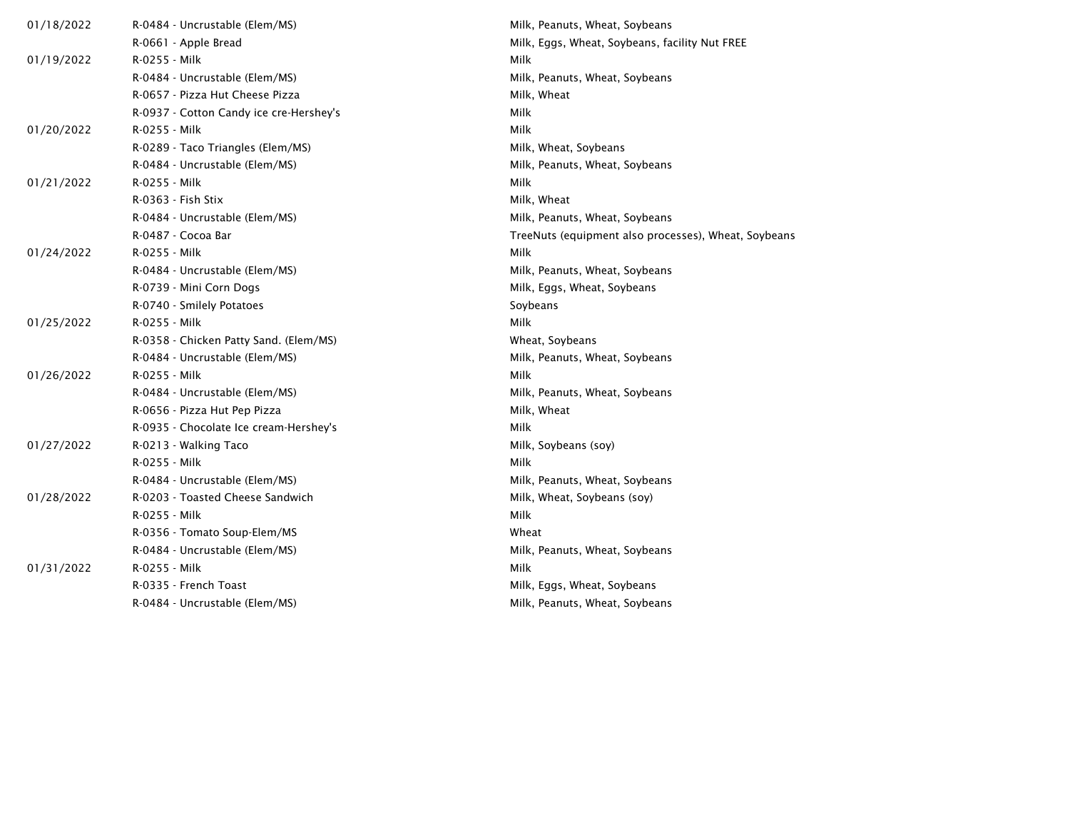| | | |
|---|---|---|
| 01/18/2022 | R-0484 - Uncrustable (Elem/MS) | Milk, Peanuts, Wheat, Soybeans |
| | R-0661 - Apple Bread | Milk, Eggs, Wheat, Soybeans, facility Nut FREE |
| 01/19/2022 | R-0255 - Milk | Milk |
| | R-0484 - Uncrustable (Elem/MS) | Milk, Peanuts, Wheat, Soybeans |
| | R-0657 - Pizza Hut Cheese Pizza | Milk, Wheat |
| | R-0937 - Cotton Candy ice cre-Hershey's | Milk |
| 01/20/2022 | R-0255 - Milk | Milk |
| | R-0289 - Taco Triangles (Elem/MS) | Milk, Wheat, Soybeans |
| | R-0484 - Uncrustable (Elem/MS) | Milk, Peanuts, Wheat, Soybeans |
| 01/21/2022 | R-0255 - Milk | Milk |
| | R-0363 - Fish Stix | Milk, Wheat |
| | R-0484 - Uncrustable (Elem/MS) | Milk, Peanuts, Wheat, Soybeans |
| | R-0487 - Cocoa Bar | TreeNuts (equipment also processes), Wheat, Soybeans |
| 01/24/2022 | R-0255 - Milk | Milk |
| | R-0484 - Uncrustable (Elem/MS) | Milk, Peanuts, Wheat, Soybeans |
| | R-0739 - Mini Corn Dogs | Milk, Eggs, Wheat, Soybeans |
| | R-0740 - Smilely Potatoes | Soybeans |
| 01/25/2022 | R-0255 - Milk | Milk |
| | R-0358 - Chicken Patty Sand. (Elem/MS) | Wheat, Soybeans |
| | R-0484 - Uncrustable (Elem/MS) | Milk, Peanuts, Wheat, Soybeans |
| 01/26/2022 | R-0255 - Milk | Milk |
| | R-0484 - Uncrustable (Elem/MS) | Milk, Peanuts, Wheat, Soybeans |
| | R-0656 - Pizza Hut Pep Pizza | Milk, Wheat |
| | R-0935 - Chocolate Ice cream-Hershey's | Milk |
| 01/27/2022 | R-0213 - Walking Taco | Milk, Soybeans (soy) |
| | R-0255 - Milk | Milk |
| | R-0484 - Uncrustable (Elem/MS) | Milk, Peanuts, Wheat, Soybeans |
| 01/28/2022 | R-0203 - Toasted Cheese Sandwich | Milk, Wheat, Soybeans (soy) |
| | R-0255 - Milk | Milk |
| | R-0356 - Tomato Soup-Elem/MS | Wheat |
| | R-0484 - Uncrustable (Elem/MS) | Milk, Peanuts, Wheat, Soybeans |
| 01/31/2022 | R-0255 - Milk | Milk |
| | R-0335 - French Toast | Milk, Eggs, Wheat, Soybeans |
| | R-0484 - Uncrustable (Elem/MS) | Milk, Peanuts, Wheat, Soybeans |